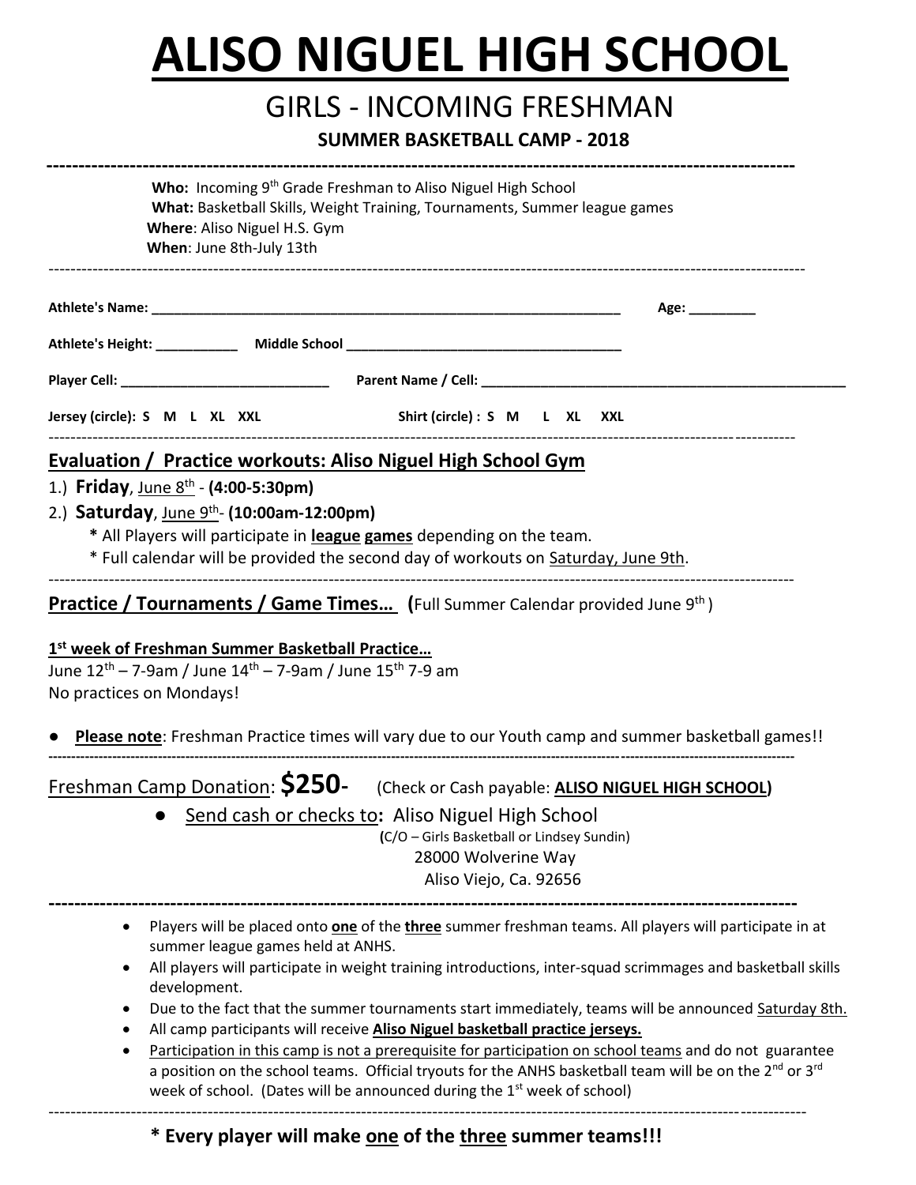# ALISO NIGUEL HIGH SCHOOL

## GIRLS - INCOMING FRESHMAN

### SUMMER BASKETBALL CAMP - 2018

---

**Who:** Incoming 9th Grade Freshman to Aliso Niguel High School
**What:** Basketball Skills, Weight Training, Tournaments, Summer league games
**Where**: Aliso Niguel H.S. Gym
**When**: June 8th-July 13th

---

**Athlete's Name: ______________________________________________** **Age: _________**

**Athlete's Height: ___________** **Middle School ____________________________________**

**Player Cell: ____________________________** **Parent Name / Cell: _______________________________________________**

**Jersey (circle): S M L XL XXL** **Shirt (circle) : S M L XL XXL**

---

## Evaluation / Practice workouts: Aliso Niguel High School Gym

1.) **Friday**, June 8th - **(4:00-5:30pm)**
2.) **Saturday**, June 9th- **(10:00am-12:00pm)**

**\*** All Players will participate in **league games** depending on the team.
\* Full calendar will be provided the second day of workouts on Saturday, June 9th.

---

## Practice / Tournaments / Game Times… (Full Summer Calendar provided June 9th )

**1st week of Freshman Summer Basketball Practice…**

June 12th – 7-9am / June 14th – 7-9am / June 15th 7-9 am
No practices on Mondays!

- **Please note**: Freshman Practice times will vary due to our Youth camp and summer basketball games!!

---

Freshman Camp Donation: **$250-** (Check or Cash payable: **ALISO NIGUEL HIGH SCHOOL)**

- Send cash or checks to**:** Aliso Niguel High School
  **(**C/O – Girls Basketball or Lindsey Sundin)
  28000 Wolverine Way
  Aliso Viejo, Ca. 92656

---

- Players will be placed onto **one** of the **three** summer freshman teams. All players will participate in at summer league games held at ANHS.
- All players will participate in weight training introductions, inter-squad scrimmages and basketball skills development.
- Due to the fact that the summer tournaments start immediately, teams will be announced Saturday 8th.
- All camp participants will receive **Aliso Niguel basketball practice jerseys.**
- Participation in this camp is not a prerequisite for participation on school teams and do not guarantee a position on the school teams. Official tryouts for the ANHS basketball team will be on the 2nd or 3rd week of school. (Dates will be announced during the 1st week of school)

---

**\* Every player will make one of the three summer teams!!!**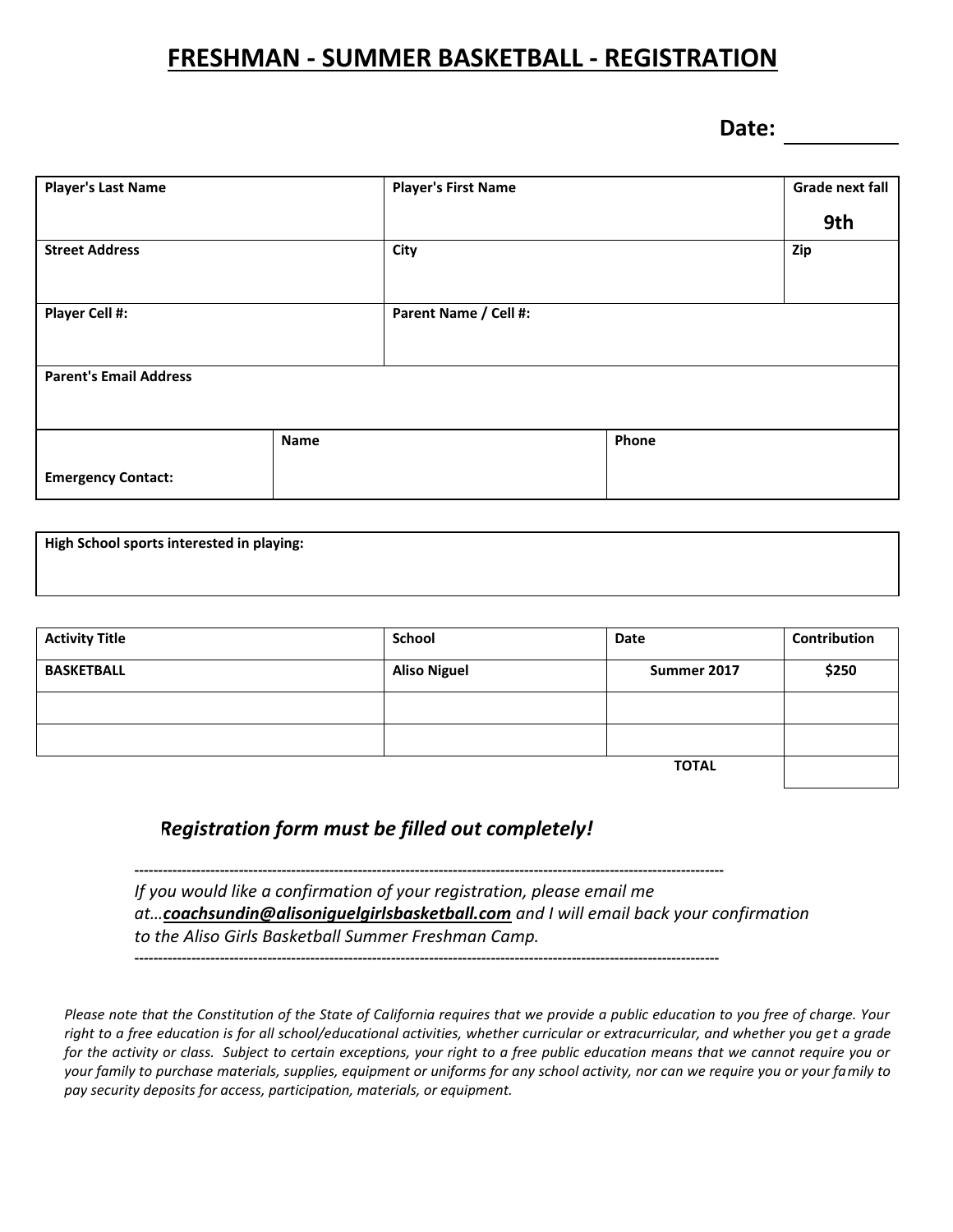# FRESHMAN - SUMMER BASKETBALL - REGISTRATION

**Date:** __________

| Player's Last Name | Player's First Name | Grade next fall |
|---|---|---|
| | | **9th** |
| **Street Address** | **City** | **Zip** |
| | | |
| **Player Cell #:** | **Parent Name / Cell #:** | |
| | | |

| Parent's Email Address |
|---|
| |

| | Name | Phone |
|---|---|---|
| **Emergency Contact:** | | |

| High School sports interested in playing: |
|---|
| |

| Activity Title | School | Date | Contribution |
|---|---|---|---|
| BASKETBALL | Aliso Niguel | Summer 2017 | $250 |
| | | | |
| | | | |
| | | TOTAL | |

***Registration form must be filled out completely!***

---

*If you would like a confirmation of your registration, please email me at…**coachsundin@alisoniguelgirlsbasketball.com** and I will email back your confirmation to the Aliso Girls Basketball Summer Freshman Camp.*

---

*Please note that the Constitution of the State of California requires that we provide a public education to you free of charge. Your right to a free education is for all school/educational activities, whether curricular or extracurricular, and whether you get a grade for the activity or class. Subject to certain exceptions, your right to a free public education means that we cannot require you or your family to purchase materials, supplies, equipment or uniforms for any school activity, nor can we require you or your family to pay security deposits for access, participation, materials, or equipment.*